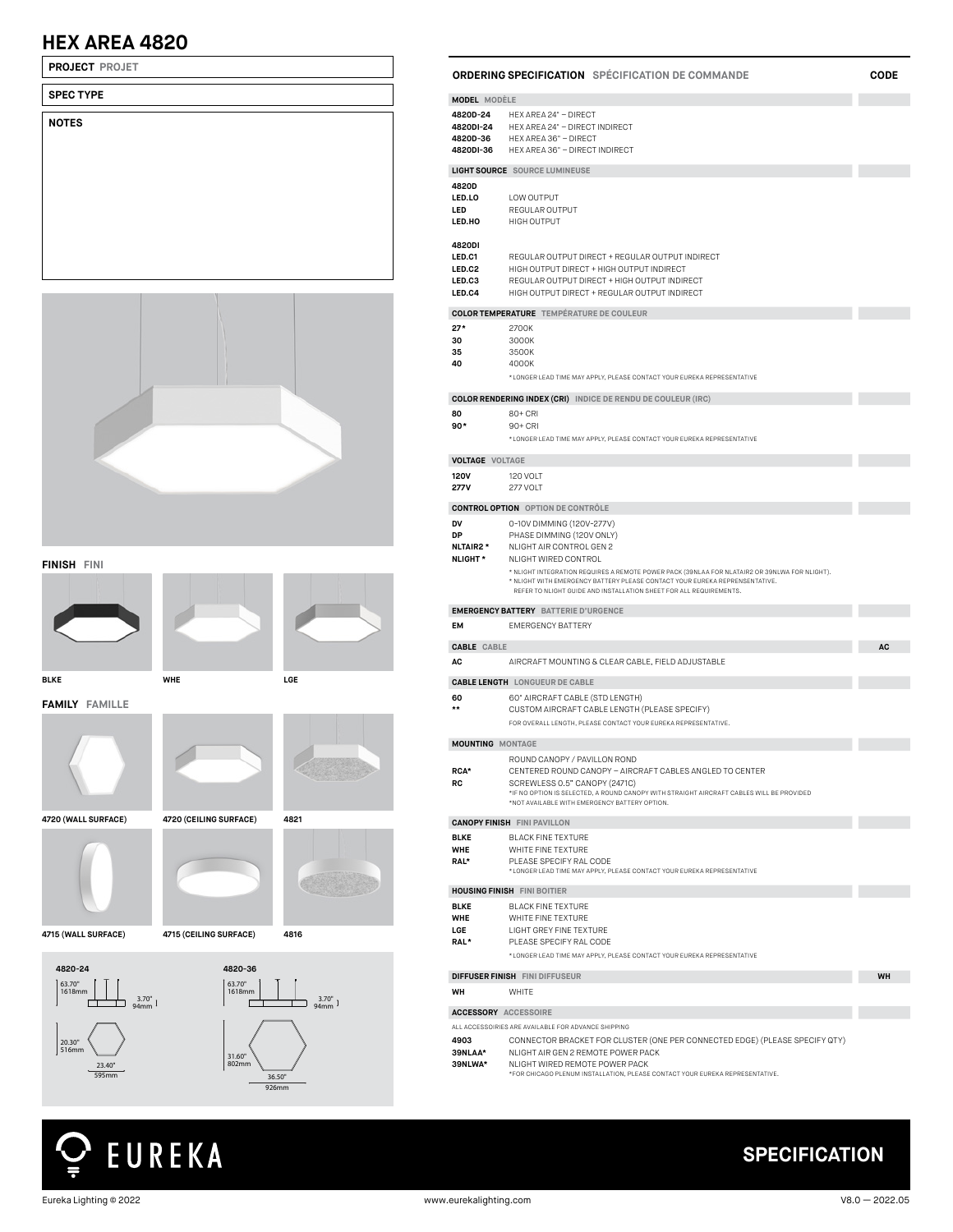# HEX AREA 4820

**PROJECT** PROJET

**SPEC TYPE**

**NOTES**

**FINISH** FINI

BLKE | WHE | LGE

**FAMILY** FAMILLE

4720 (WALL SURFACE) | 4720 (CEILING SURFACE) | 4821

4715 (WALL SURFACE) | 4715 (CEILING SURFACE) | 4816

**4820-24**

63.70" 1618mm

3.70" 94mm

20.30" 516mm

23.40" 595mm

**4820-36**

63.70" 1618mm

3.70" 94mm

31.60" 802mm

36.50" 926mm

## ORDERING SPECIFICATION SPÉCIFICATION DE COMMANDE — CODE

**MODEL** MODÈLE

| Code | Description |
|---|---|
| **4820D-24** | HEX AREA 24" – DIRECT |
| **4820DI-24** | HEX AREA 24" – DIRECT INDIRECT |
| **4820D-36** | HEX AREA 36" – DIRECT |
| **4820DI-36** | HEX AREA 36" – DIRECT INDIRECT |

**LIGHT SOURCE** SOURCE LUMINEUSE

| Code | Description |
|---|---|
| **4820D** | |
| **LED.LO** | LOW OUTPUT |
| **LED** | REGULAR OUTPUT |
| **LED.HO** | HIGH OUTPUT |
| **4820DI** | |
| **LED.C1** | REGULAR OUTPUT DIRECT + REGULAR OUTPUT INDIRECT |
| **LED.C2** | HIGH OUTPUT DIRECT + HIGH OUTPUT INDIRECT |
| **LED.C3** | REGULAR OUTPUT DIRECT + HIGH OUTPUT INDIRECT |
| **LED.C4** | HIGH OUTPUT DIRECT + REGULAR OUTPUT INDIRECT |

**COLOR TEMPERATURE** TEMPÉRATURE DE COULEUR

| Code | Description |
|---|---|
| **27*** | 2700K |
| **30** | 3000K |
| **35** | 3500K |
| **40** | 4000K |

* LONGER LEAD TIME MAY APPLY, PLEASE CONTACT YOUR EUREKA REPRESENTATIVE

**COLOR RENDERING INDEX (CRI)** INDICE DE RENDU DE COULEUR (IRC)

| Code | Description |
|---|---|
| **80** | 80+ CRI |
| **90*** | 90+ CRI |

* LONGER LEAD TIME MAY APPLY, PLEASE CONTACT YOUR EUREKA REPRESENTATIVE

**VOLTAGE** VOLTAGE

| Code | Description |
|---|---|
| **120V** | 120 VOLT |
| **277V** | 277 VOLT |

**CONTROL OPTION** OPTION DE CONTRÔLE

| Code | Description |
|---|---|
| **DV** | 0-10V DIMMING (120V-277V) |
| **DP** | PHASE DIMMING (120V ONLY) |
| **NLTAIR2 *** | NLIGHT AIR CONTROL GEN 2 |
| **NLIGHT *** | NLIGHT WIRED CONTROL |

* NLIGHT INTEGRATION REQUIRES A REMOTE POWER PACK (39NLAA FOR NLATAIR2 OR 39NLWA FOR NLIGHT).
* NLIGHT WITH EMERGENCY BATTERY PLEASE CONTACT YOUR EUREKA REPRENSENTATIVE.
REFER TO NLIGHT GUIDE AND INSTALLATION SHEET FOR ALL REQUIREMENTS.

**EMERGENCY BATTERY** BATTERIE D'URGENCE

| Code | Description |
|---|---|
| **EM** | EMERGENCY BATTERY |

**CABLE** CABLE — **AC**

| Code | Description |
|---|---|
| **AC** | AIRCRAFT MOUNTING & CLEAR CABLE, FIELD ADJUSTABLE |

**CABLE LENGTH** LONGUEUR DE CABLE

| Code | Description |
|---|---|
| **60** | 60" AIRCRAFT CABLE (STD LENGTH) |
| ** | CUSTOM AIRCRAFT CABLE LENGTH (PLEASE SPECIFY) |

FOR OVERALL LENGTH, PLEASE CONTACT YOUR EUREKA REPRESENTATIVE.

**MOUNTING** MONTAGE

| Code | Description |
|---|---|
| | ROUND CANOPY / PAVILLON ROND |
| **RCA*** | CENTERED ROUND CANOPY – AIRCRAFT CABLES ANGLED TO CENTER |
| **RC** | SCREWLESS 0.5" CANOPY (2471C) |

*IF NO OPTION IS SELECTED, A ROUND CANOPY WITH STRAIGHT AIRCRAFT CABLES WILL BE PROVIDED
*NOT AVAILABLE WITH EMERGENCY BATTERY OPTION.

**CANOPY FINISH** FINI PAVILLON

| Code | Description |
|---|---|
| **BLKE** | BLACK FINE TEXTURE |
| **WHE** | WHITE FINE TEXTURE |
| **RAL*** | PLEASE SPECIFY RAL CODE |

* LONGER LEAD TIME MAY APPLY, PLEASE CONTACT YOUR EUREKA REPRESENTATIVE

**HOUSING FINISH** FINI BOITIER

| Code | Description |
|---|---|
| **BLKE** | BLACK FINE TEXTURE |
| **WHE** | WHITE FINE TEXTURE |
| **LGE** | LIGHT GREY FINE TEXTURE |
| **RAL*** | PLEASE SPECIFY RAL CODE |

* LONGER LEAD TIME MAY APPLY, PLEASE CONTACT YOUR EUREKA REPRESENTATIVE

**DIFFUSER FINISH** FINI DIFFUSEUR — **WH**

| Code | Description |
|---|---|
| **WH** | WHITE |

**ACCESSORY** ACCESSOIRE

ALL ACCESSORIES ARE AVAILABLE FOR ADVANCE SHIPPING

| Code | Description |
|---|---|
| **4903** | CONNECTOR BRACKET FOR CLUSTER (ONE PER CONNECTED EDGE) (PLEASE SPECIFY QTY) |
| **39NLAA*** | NLIGHT AIR GEN 2 REMOTE POWER PACK |
| **39NLWA*** | NLIGHT WIRED REMOTE POWER PACK |

*FOR CHICAGO PLENUM INSTALLATION, PLEASE CONTACT YOUR EUREKA REPRESENTATIVE.

EUREKA

**SPECIFICATION**

Eureka Lighting © 2022 | www.eurekalighting.com | V8.0 — 2022.05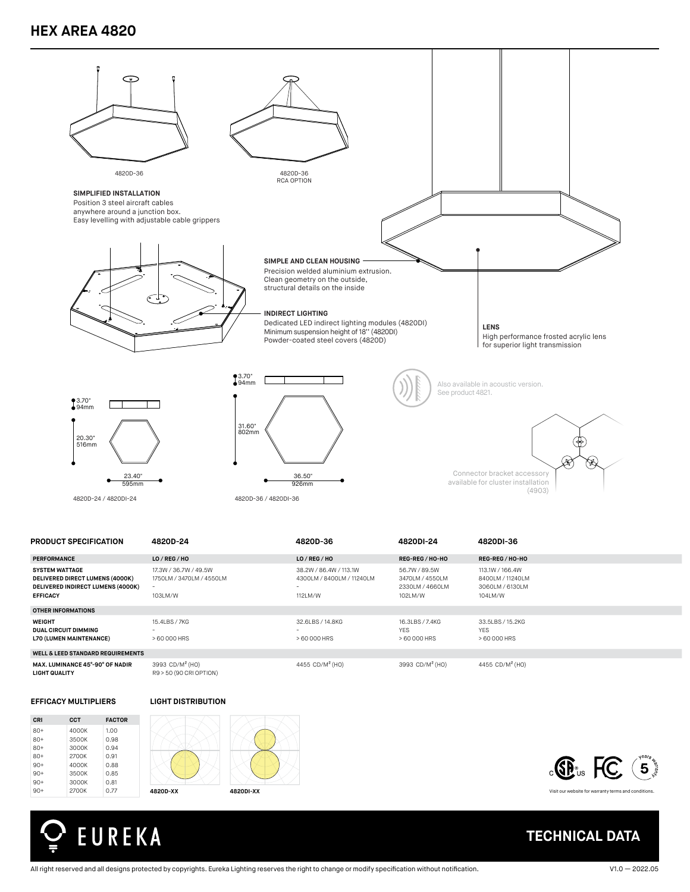# HEX AREA 4820

4820D-36

4820D-36
RCA OPTION

**SIMPLIFIED INSTALLATION**
Position 3 steel aircraft cables anywhere around a junction box.
Easy levelling with adjustable cable grippers

**SIMPLE AND CLEAN HOUSING**
Precision welded aluminium extrusion.
Clean geometry on the outside, structural details on the inside

**INDIRECT LIGHTING**
Dedicated LED indirect lighting modules (4820DI)
Minimum suspension height of 18'' (4820DI)
Powder-coated steel covers (4820D)

**LENS**
High performance frosted acrylic lens for superior light transmission

3.70"
94mm

20.30"
516mm

23.40"
595mm

4820D-24 / 4820DI-24

3.70"
94mm

31.60"
802mm

36.50"
926mm

4820D-36 / 4820DI-36

Also available in acoustic version.
See product 4821.

Connector bracket accessory available for cluster installation (4903)

| PRODUCT SPECIFICATION | 4820D-24 | 4820D-36 | 4820DI-24 | 4820DI-36 |
|---|---|---|---|---|
| **PERFORMANCE** | LO / REG / HO | LO / REG / HO | REG-REG / HO-HO | REG-REG / HO-HO |
| **SYSTEM WATTAGE** | 17.3W / 36.7W / 49.5W | 38.2W / 86.4W / 113.1W | 56.7W / 89.5W | 113.1W / 166.4W |
| **DELIVERED DIRECT LUMENS (4000K)** | 1750LM / 3470LM / 4550LM | 4300LM / 8400LM / 11240LM | 3470LM / 4550LM | 8400LM / 11240LM |
| **DELIVERED INDIRECT LUMENS (4000K)** | - | - | 2330LM / 4660LM | 3060LM / 6130LM |
| **EFFICACY** | 103LM/W | 112LM/W | 102LM/W | 104LM/W |
| **OTHER INFORMATIONS** | | | | |
| **WEIGHT** | 15.4LBS / 7KG | 32.6LBS / 14.8KG | 16.3LBS / 7.4KG | 33.5LBS / 15.2KG |
| **DUAL CIRCUIT DIMMING** | - | - | YES | YES |
| **L70 (LUMEN MAINTENANCE)** | > 60 000 HRS | > 60 000 HRS | > 60 000 HRS | > 60 000 HRS |
| **WELL & LEED STANDARD REQUIREMENTS** | | | | |
| **MAX. LUMINANCE 45°-90° OF NADIR** | 3993 CD/M² (HO) | 4455 CD/M² (HO) | 3993 CD/M² (HO) | 4455 CD/M² (HO) |
| **LIGHT QUALITY** | R9 > 50 (90 CRI OPTION) | | | |

**EFFICACY MULTIPLIERS**

| CRI | CCT | FACTOR |
|---|---|---|
| 80+ | 4000K | 1.00 |
| 80+ | 3500K | 0.98 |
| 80+ | 3000K | 0.94 |
| 80+ | 2700K | 0.91 |
| 90+ | 4000K | 0.88 |
| 90+ | 3500K | 0.85 |
| 90+ | 3000K | 0.81 |
| 90+ | 2700K | 0.77 |

**LIGHT DISTRIBUTION**

4820D-XX

4820DI-XX

Visit our website for warranty terms and conditions.

EUREKA

**TECHNICAL DATA**

All right reserved and all designs protected by copyrights. Eureka Lighting reserves the right to change or modify specification without notification.

V1.0 — 2022.05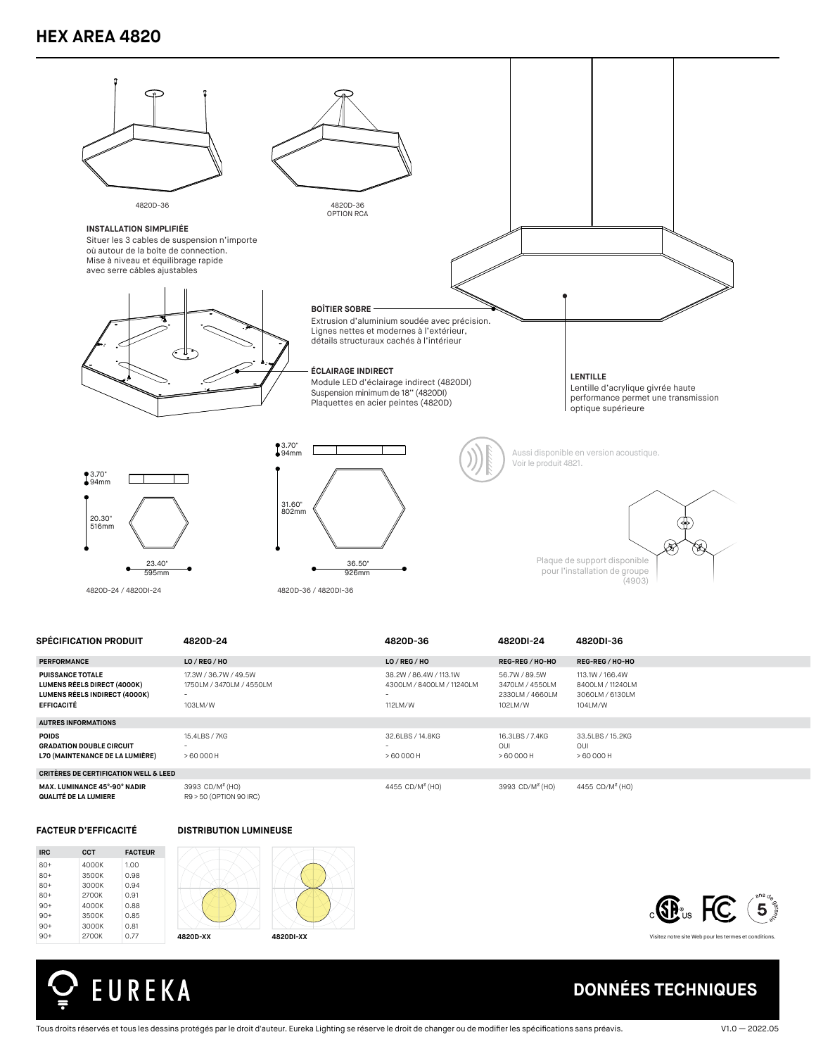# HEX AREA 4820

4820D-36

4820D-36
OPTION RCA

**INSTALLATION SIMPLIFIÉE**
Situer les 3 cables de suspension n'importe où autour de la boîte de connection. Mise à niveau et équilibrage rapide avec serre câbles ajustables

**BOÎTIER SOBRE**
Extrusion d'aluminium soudée avec précision. Lignes nettes et modernes à l'extérieur, détails structuraux cachés à l'intérieur

**ÉCLAIRAGE INDIRECT**
Module LED d'éclairage indirect (4820DI)
Suspension minimum de 18'' (4820DI)
Plaquettes en acier peintes (4820D)

**LENTILLE**
Lentille d'acrylique givrée haute performance permet une transmission optique supérieure

3.70"
94mm

20.30"
516mm

23.40"
595mm

4820D-24 / 4820DI-24

3.70"
94mm

31.60"
802mm

36.50"
926mm

4820D-36 / 4820DI-36

Aussi disponible en version acoustique. Voir le produit 4821.

Plaque de support disponible pour l'installation de groupe (4903)

| SPÉCIFICATION PRODUIT | 4820D-24 | 4820D-36 | 4820DI-24 | 4820DI-36 |
|---|---|---|---|---|
| **PERFORMANCE** | **LO / REG / HO** | **LO / REG / HO** | **REG-REG / HO-HO** | **REG-REG / HO-HO** |
| **PUISSANCE TOTALE** | 17.3W / 36.7W / 49.5W | 38.2W / 86.4W / 113.1W | 56.7W / 89.5W | 113.1W / 166.4W |
| **LUMENS RÉELS DIRECT (4000K)** | 1750LM / 3470LM / 4550LM | 4300LM / 8400LM / 11240LM | 3470LM / 4550LM | 8400LM / 11240LM |
| **LUMENS RÉELS INDIRECT (4000K)** | - | - | 2330LM / 4660LM | 3060LM / 6130LM |
| **EFFICACITÉ** | 103LM/W | 112LM/W | 102LM/W | 104LM/W |
| **AUTRES INFORMATIONS** | | | | |
| **POIDS** | 15.4LBS / 7KG | 32.6LBS / 14.8KG | 16.3LBS / 7.4KG | 33.5LBS / 15.2KG |
| **GRADATION DOUBLE CIRCUIT** | - | - | OUI | OUI |
| **L70 (MAINTENANCE DE LA LUMIÈRE)** | > 60 000 H | > 60 000 H | > 60 000 H | > 60 000 H |
| **CRITÈRES DE CERTIFICATION WELL & LEED** | | | | |
| **MAX. LUMINANCE 45°-90° NADIR** | 3993 CD/M² (HO) | 4455 CD/M² (HO) | 3993 CD/M² (HO) | 4455 CD/M² (HO) |
| **QUALITÉ DE LA LUMIERE** | R9 > 50 (OPTION 90 IRC) | | | |

**FACTEUR D'EFFICACITÉ**

| IRC | CCT | FACTEUR |
|---|---|---|
| 80+ | 4000K | 1.00 |
| 80+ | 3500K | 0.98 |
| 80+ | 3000K | 0.94 |
| 80+ | 2700K | 0.91 |
| 90+ | 4000K | 0.88 |
| 90+ | 3500K | 0.85 |
| 90+ | 3000K | 0.81 |
| 90+ | 2700K | 0.77 |

**DISTRIBUTION LUMINEUSE**

**4820D-XX**

**4820DI-XX**

5 ans de garantie

Visitez notre site Web pour les termes et conditions.

EUREKA

**DONNÉES TECHNIQUES**

Tous droits réservés et tous les dessins protégés par le droit d'auteur. Eureka Lighting se réserve le droit de changer ou de modifier les spécifications sans préavis.

V1.0 — 2022.05